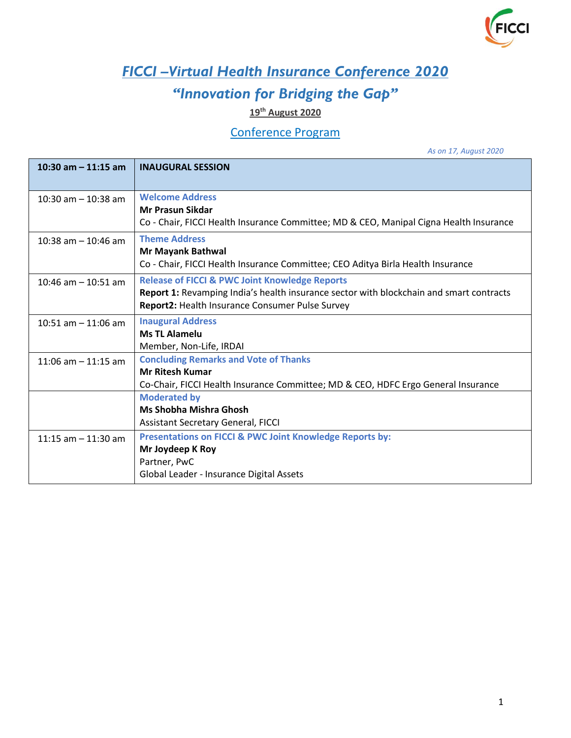# *FICCI –Virtual Health Insurance Conference 2020*

## *"Innovation for Bridging the Gap"*

**19th August 2020**

### Conference Program

*As on 17, August 2020*

| **10:30 am – 11:15 am** | **INAUGURAL SESSION** |
|---|---|
| 10:30 am – 10:38 am | **Welcome Address**<br>**Mr Prasun Sikdar**<br>Co - Chair, FICCI Health Insurance Committee; MD & CEO, Manipal Cigna Health Insurance |
| 10:38 am – 10:46 am | **Theme Address**<br>**Mr Mayank Bathwal**<br>Co - Chair, FICCI Health Insurance Committee; CEO Aditya Birla Health Insurance |
| 10:46 am – 10:51 am | **Release of FICCI & PWC Joint Knowledge Reports**<br>**Report 1:** Revamping India's health insurance sector with blockchain and smart contracts<br>**Report2:** Health Insurance Consumer Pulse Survey |
| 10:51 am – 11:06 am | **Inaugural Address**<br>**Ms TL Alamelu**<br>Member, Non-Life, IRDAI |
| 11:06 am – 11:15 am | **Concluding Remarks and Vote of Thanks**<br>**Mr Ritesh Kumar**<br>Co-Chair, FICCI Health Insurance Committee; MD & CEO, HDFC Ergo General Insurance |
| | **Moderated by**<br>**Ms Shobha Mishra Ghosh**<br>Assistant Secretary General, FICCI |
| 11:15 am – 11:30 am | **Presentations on FICCI & PWC Joint Knowledge Reports by:**<br>**Mr Joydeep K Roy**<br>Partner, PwC<br>Global Leader - Insurance Digital Assets |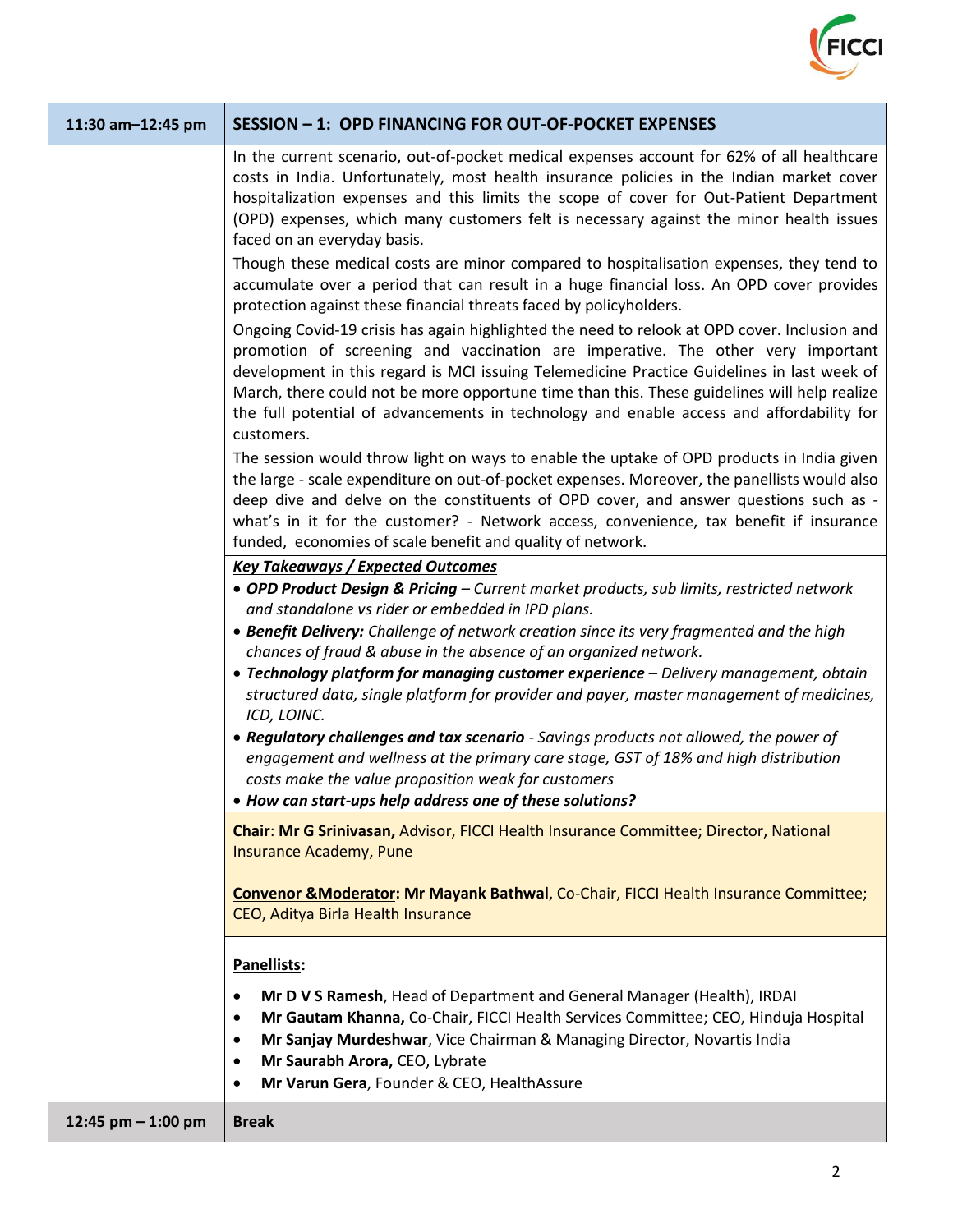| 11:30 am–12:45 pm | SESSION – 1: OPD FINANCING FOR OUT-OF-POCKET EXPENSES |
|---|---|
| | In the current scenario, out-of-pocket medical expenses account for 62% of all healthcare costs in India. Unfortunately, most health insurance policies in the Indian market cover hospitalization expenses and this limits the scope of cover for Out-Patient Department (OPD) expenses, which many customers felt is necessary against the minor health issues faced on an everyday basis.<br><br>Though these medical costs are minor compared to hospitalisation expenses, they tend to accumulate over a period that can result in a huge financial loss. An OPD cover provides protection against these financial threats faced by policyholders.<br><br>Ongoing Covid-19 crisis has again highlighted the need to relook at OPD cover. Inclusion and promotion of screening and vaccination are imperative. The other very important development in this regard is MCI issuing Telemedicine Practice Guidelines in last week of March, there could not be more opportune time than this. These guidelines will help realize the full potential of advancements in technology and enable access and affordability for customers.<br><br>The session would throw light on ways to enable the uptake of OPD products in India given the large - scale expenditure on out-of-pocket expenses. Moreover, the panellists would also deep dive and delve on the constituents of OPD cover, and answer questions such as - what's in it for the customer? - Network access, convenience, tax benefit if insurance funded, economies of scale benefit and quality of network. |
| | ***Key Takeaways / Expected Outcomes***<br>• ***OPD Product Design & Pricing*** *– Current market products, sub limits, restricted network and standalone vs rider or embedded in IPD plans.*<br>• ***Benefit Delivery:*** *Challenge of network creation since its very fragmented and the high chances of fraud & abuse in the absence of an organized network.*<br>• ***Technology platform for managing customer experience*** *– Delivery management, obtain structured data, single platform for provider and payer, master management of medicines, ICD, LOINC.*<br>• ***Regulatory challenges and tax scenario*** *- Savings products not allowed, the power of engagement and wellness at the primary care stage, GST of 18% and high distribution costs make the value proposition weak for customers*<br>• ***How can start-ups help address one of these solutions?*** |
| | **Chair**: **Mr G Srinivasan,** Advisor, FICCI Health Insurance Committee; Director, National Insurance Academy, Pune |
| | **Convenor &Moderator: Mr Mayank Bathwal**, Co-Chair, FICCI Health Insurance Committee; CEO, Aditya Birla Health Insurance |
| | **Panellists:**<br>• **Mr D V S Ramesh**, Head of Department and General Manager (Health), IRDAI<br>• **Mr Gautam Khanna,** Co-Chair, FICCI Health Services Committee; CEO, Hinduja Hospital<br>• **Mr Sanjay Murdeshwar**, Vice Chairman & Managing Director, Novartis India<br>• **Mr Saurabh Arora,** CEO, Lybrate<br>• **Mr Varun Gera**, Founder & CEO, HealthAssure |
| **12:45 pm – 1:00 pm** | **Break** |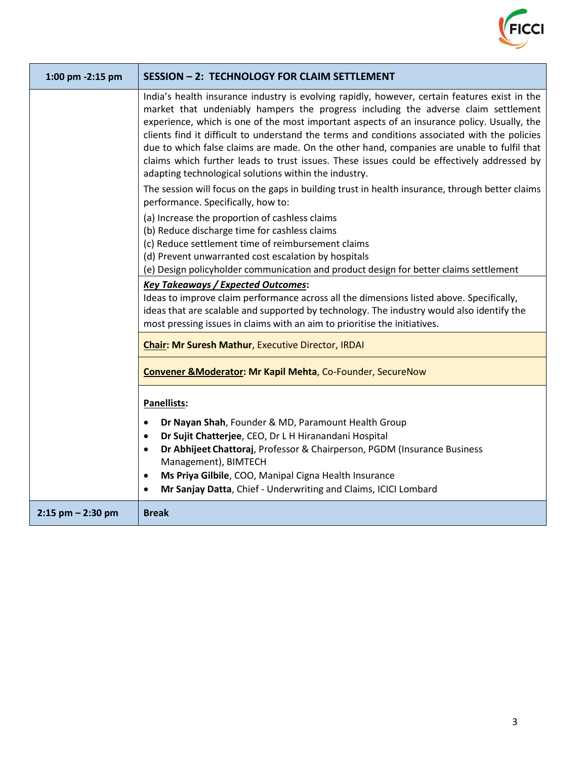| 1:00 pm -2:15 pm | **SESSION – 2: TECHNOLOGY FOR CLAIM SETTLEMENT** |
|---|---|
| | India's health insurance industry is evolving rapidly, however, certain features exist in the market that undeniably hampers the progress including the adverse claim settlement experience, which is one of the most important aspects of an insurance policy. Usually, the clients find it difficult to understand the terms and conditions associated with the policies due to which false claims are made. On the other hand, companies are unable to fulfil that claims which further leads to trust issues. These issues could be effectively addressed by adapting technological solutions within the industry.<br><br>The session will focus on the gaps in building trust in health insurance, through better claims performance. Specifically, how to:<br><br>(a) Increase the proportion of cashless claims<br>(b) Reduce discharge time for cashless claims<br>(c) Reduce settlement time of reimbursement claims<br>(d) Prevent unwarranted cost escalation by hospitals<br>(e) Design policyholder communication and product design for better claims settlement |
| | ***Key Takeaways / Expected Outcomes*:**<br>Ideas to improve claim performance across all the dimensions listed above. Specifically, ideas that are scalable and supported by technology. The industry would also identify the most pressing issues in claims with an aim to prioritise the initiatives. |
| | **Chair: Mr Suresh Mathur**, Executive Director, IRDAI |
| | **Convener &Moderator: Mr Kapil Mehta**, Co-Founder, SecureNow |
| | **Panellists:**<br><br>• **Dr Nayan Shah**, Founder & MD, Paramount Health Group<br>• **Dr Sujit Chatterjee**, CEO, Dr L H Hiranandani Hospital<br>• **Dr Abhijeet Chattoraj**, Professor & Chairperson, PGDM (Insurance Business Management), BIMTECH<br>• **Ms Priya Gilbile**, COO, Manipal Cigna Health Insurance<br>• **Mr Sanjay Datta**, Chief - Underwriting and Claims, ICICI Lombard |
| 2:15 pm – 2:30 pm | **Break** |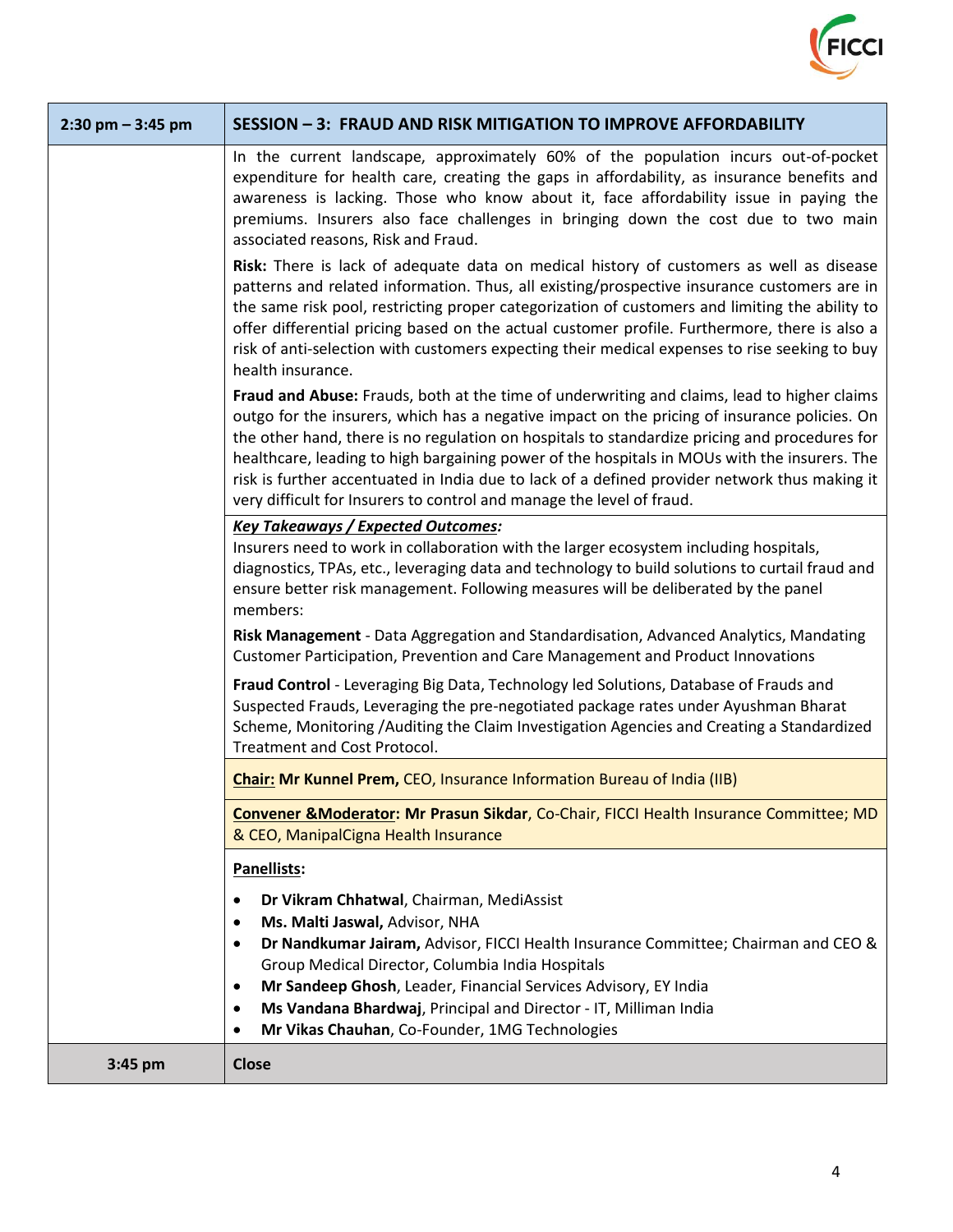| 2:30 pm – 3:45 pm | SESSION – 3: FRAUD AND RISK MITIGATION TO IMPROVE AFFORDABILITY |
|---|---|
| | In the current landscape, approximately 60% of the population incurs out-of-pocket expenditure for health care, creating the gaps in affordability, as insurance benefits and awareness is lacking. Those who know about it, face affordability issue in paying the premiums. Insurers also face challenges in bringing down the cost due to two main associated reasons, Risk and Fraud.<br><br>**Risk:** There is lack of adequate data on medical history of customers as well as disease patterns and related information. Thus, all existing/prospective insurance customers are in the same risk pool, restricting proper categorization of customers and limiting the ability to offer differential pricing based on the actual customer profile. Furthermore, there is also a risk of anti-selection with customers expecting their medical expenses to rise seeking to buy health insurance.<br><br>**Fraud and Abuse:** Frauds, both at the time of underwriting and claims, lead to higher claims outgo for the insurers, which has a negative impact on the pricing of insurance policies. On the other hand, there is no regulation on hospitals to standardize pricing and procedures for healthcare, leading to high bargaining power of the hospitals in MOUs with the insurers. The risk is further accentuated in India due to lack of a defined provider network thus making it very difficult for Insurers to control and manage the level of fraud. |
| | ***Key Takeaways / Expected Outcomes:***<br>Insurers need to work in collaboration with the larger ecosystem including hospitals, diagnostics, TPAs, etc., leveraging data and technology to build solutions to curtail fraud and ensure better risk management. Following measures will be deliberated by the panel members:<br><br>**Risk Management** - Data Aggregation and Standardisation, Advanced Analytics, Mandating Customer Participation, Prevention and Care Management and Product Innovations<br><br>**Fraud Control** - Leveraging Big Data, Technology led Solutions, Database of Frauds and Suspected Frauds, Leveraging the pre-negotiated package rates under Ayushman Bharat Scheme, Monitoring /Auditing the Claim Investigation Agencies and Creating a Standardized Treatment and Cost Protocol. |
| | **Chair: Mr Kunnel Prem,** CEO, Insurance Information Bureau of India (IIB) |
| | **Convener &Moderator: Mr Prasun Sikdar**, Co-Chair, FICCI Health Insurance Committee; MD & CEO, ManipalCigna Health Insurance |
| | **Panellists:**<br>• **Dr Vikram Chhatwal**, Chairman, MediAssist<br>• **Ms. Malti Jaswal,** Advisor, NHA<br>• **Dr Nandkumar Jairam,** Advisor, FICCI Health Insurance Committee; Chairman and CEO & Group Medical Director, Columbia India Hospitals<br>• **Mr Sandeep Ghosh**, Leader, Financial Services Advisory, EY India<br>• **Ms Vandana Bhardwaj**, Principal and Director - IT, Milliman India<br>• **Mr Vikas Chauhan**, Co-Founder, 1MG Technologies |
| **3:45 pm** | **Close** |